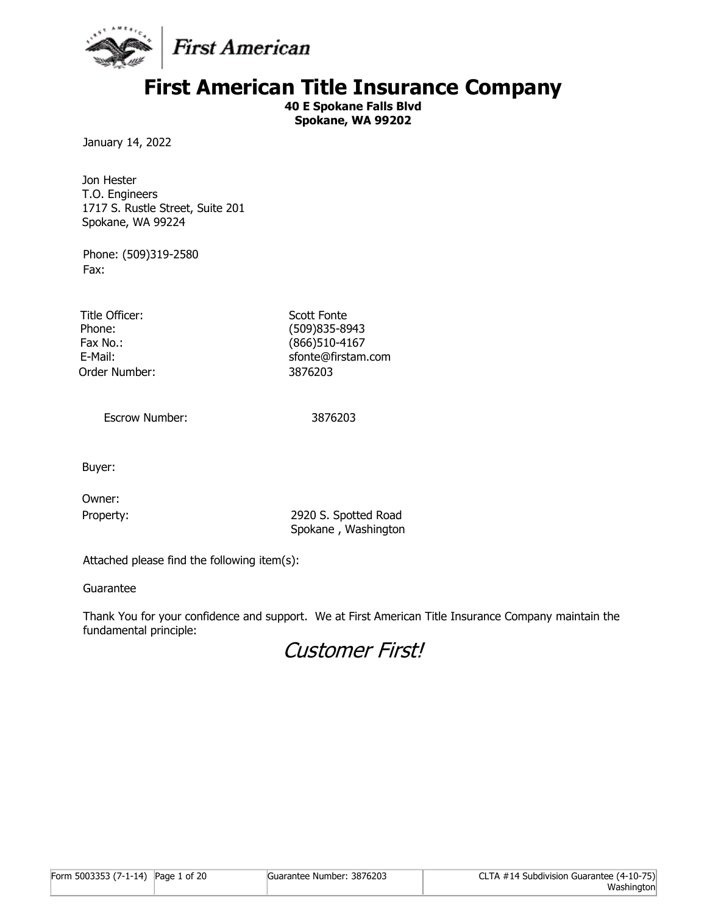# First American Title Insurance Company

**40 E Spokane Falls Blvd**
**Spokane, WA 99202**

January 14, 2022

Jon Hester
T.O. Engineers
1717 S. Rustle Street, Suite 201
Spokane, WA 99224

Phone: (509)319-2580
Fax:

| | |
|---|---|
| Title Officer: | Scott Fonte |
| Phone: | (509)835-8943 |
| Fax No.: | (866)510-4167 |
| E-Mail: | sfonte@firstam.com |
| Order Number: | 3876203 |
| Escrow Number: | 3876203 |

Buyer:

Owner:

Property: 2920 S. Spotted Road
Spokane , Washington

Attached please find the following item(s):

Guarantee

Thank You for your confidence and support. We at First American Title Insurance Company maintain the fundamental principle:

*Customer First!*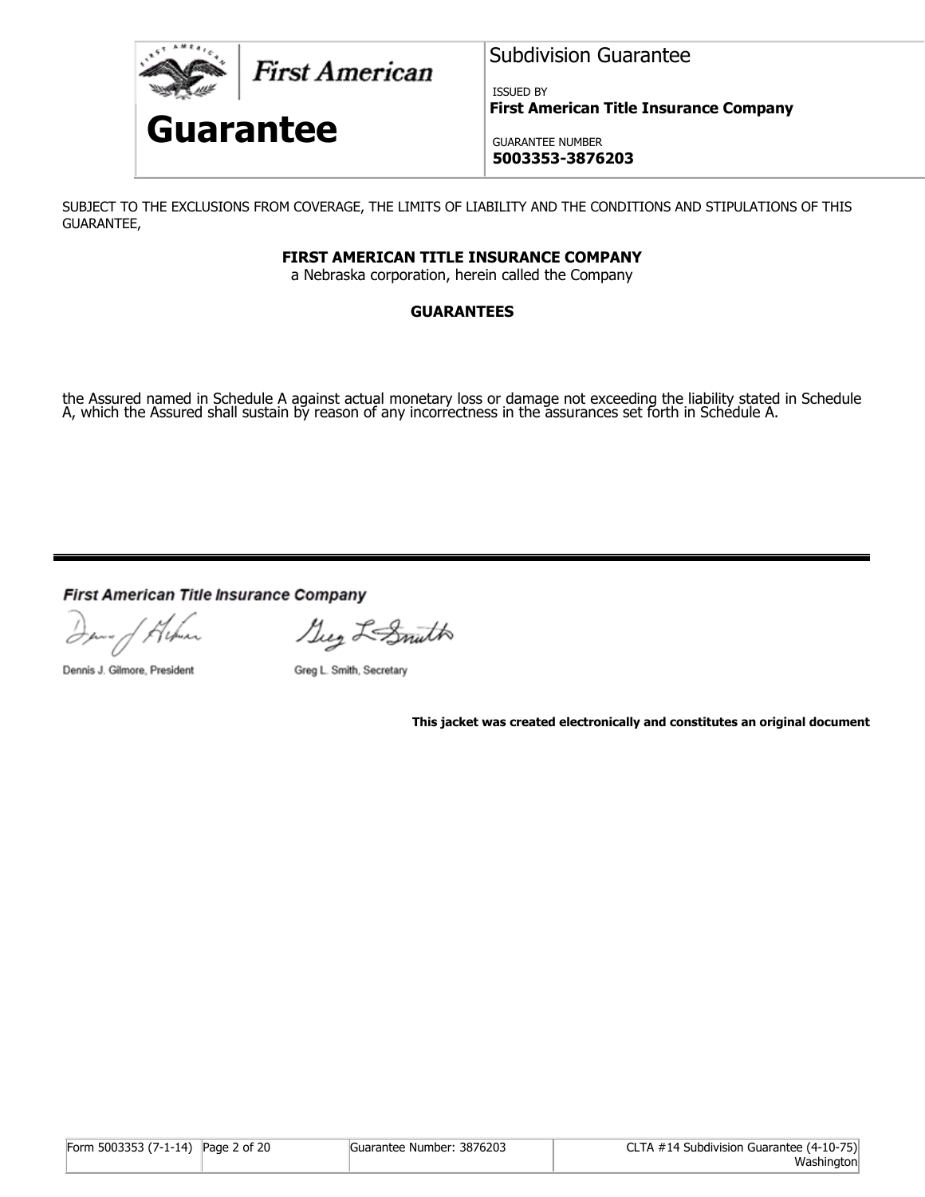**First American**

# Guarantee

Subdivision Guarantee

ISSUED BY

**First American Title Insurance Company**

GUARANTEE NUMBER

**5003353-3876203**

SUBJECT TO THE EXCLUSIONS FROM COVERAGE, THE LIMITS OF LIABILITY AND THE CONDITIONS AND STIPULATIONS OF THIS GUARANTEE,

**FIRST AMERICAN TITLE INSURANCE COMPANY**

a Nebraska corporation, herein called the Company

**GUARANTEES**

the Assured named in Schedule A against actual monetary loss or damage not exceeding the liability stated in Schedule A, which the Assured shall sustain by reason of any incorrectness in the assurances set forth in Schedule A.

---

***First American Title Insurance Company***

Dennis J. Gilmore, President

Greg L. Smith, Secretary

**This jacket was created electronically and constitutes an original document**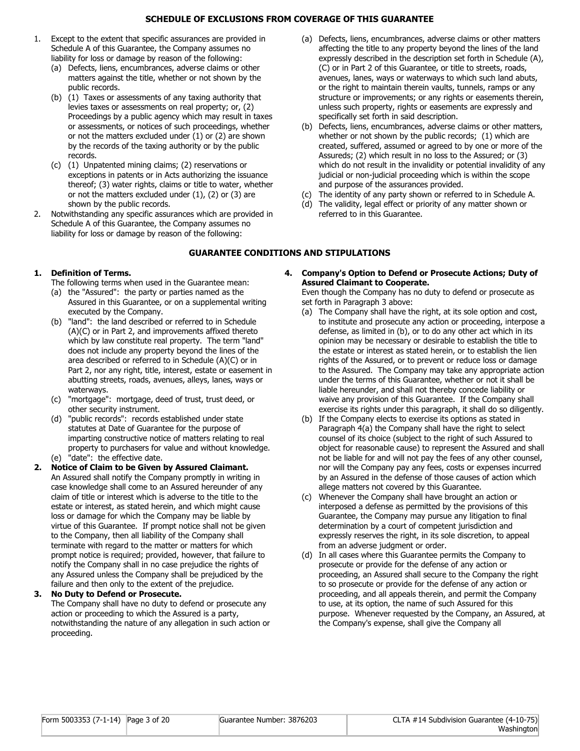## SCHEDULE OF EXCLUSIONS FROM COVERAGE OF THIS GUARANTEE

1. Except to the extent that specific assurances are provided in Schedule A of this Guarantee, the Company assumes no liability for loss or damage by reason of the following:
   (a) Defects, liens, encumbrances, adverse claims or other matters against the title, whether or not shown by the public records.
   (b) (1) Taxes or assessments of any taxing authority that levies taxes or assessments on real property; or, (2) Proceedings by a public agency which may result in taxes or assessments, or notices of such proceedings, whether or not the matters excluded under (1) or (2) are shown by the records of the taxing authority or by the public records.
   (c) (1) Unpatented mining claims; (2) reservations or exceptions in patents or in Acts authorizing the issuance thereof; (3) water rights, claims or title to water, whether or not the matters excluded under (1), (2) or (3) are shown by the public records.
2. Notwithstanding any specific assurances which are provided in Schedule A of this Guarantee, the Company assumes no liability for loss or damage by reason of the following:
   (a) Defects, liens, encumbrances, adverse claims or other matters affecting the title to any property beyond the lines of the land expressly described in the description set forth in Schedule (A), (C) or in Part 2 of this Guarantee, or title to streets, roads, avenues, lanes, ways or waterways to which such land abuts, or the right to maintain therein vaults, tunnels, ramps or any structure or improvements; or any rights or easements therein, unless such property, rights or easements are expressly and specifically set forth in said description.
   (b) Defects, liens, encumbrances, adverse claims or other matters, whether or not shown by the public records; (1) which are created, suffered, assumed or agreed to by one or more of the Assureds; (2) which result in no loss to the Assured; or (3) which do not result in the invalidity or potential invalidity of any judicial or non-judicial proceeding which is within the scope and purpose of the assurances provided.
   (c) The identity of any party shown or referred to in Schedule A.
   (d) The validity, legal effect or priority of any matter shown or referred to in this Guarantee.

## GUARANTEE CONDITIONS AND STIPULATIONS

**1. Definition of Terms.**
The following terms when used in the Guarantee mean:
   (a) the "Assured": the party or parties named as the Assured in this Guarantee, or on a supplemental writing executed by the Company.
   (b) "land": the land described or referred to in Schedule (A)(C) or in Part 2, and improvements affixed thereto which by law constitute real property. The term "land" does not include any property beyond the lines of the area described or referred to in Schedule (A)(C) or in Part 2, nor any right, title, interest, estate or easement in abutting streets, roads, avenues, alleys, lanes, ways or waterways.
   (c) "mortgage": mortgage, deed of trust, trust deed, or other security instrument.
   (d) "public records": records established under state statutes at Date of Guarantee for the purpose of imparting constructive notice of matters relating to real property to purchasers for value and without knowledge.
   (e) "date": the effective date.

**2. Notice of Claim to be Given by Assured Claimant.**
An Assured shall notify the Company promptly in writing in case knowledge shall come to an Assured hereunder of any claim of title or interest which is adverse to the title to the estate or interest, as stated herein, and which might cause loss or damage for which the Company may be liable by virtue of this Guarantee. If prompt notice shall not be given to the Company, then all liability of the Company shall terminate with regard to the matter or matters for which prompt notice is required; provided, however, that failure to notify the Company shall in no case prejudice the rights of any Assured unless the Company shall be prejudiced by the failure and then only to the extent of the prejudice.

**3. No Duty to Defend or Prosecute.**
The Company shall have no duty to defend or prosecute any action or proceeding to which the Assured is a party, notwithstanding the nature of any allegation in such action or proceeding.

**4. Company's Option to Defend or Prosecute Actions; Duty of Assured Claimant to Cooperate.**
Even though the Company has no duty to defend or prosecute as set forth in Paragraph 3 above:
   (a) The Company shall have the right, at its sole option and cost, to institute and prosecute any action or proceeding, interpose a defense, as limited in (b), or to do any other act which in its opinion may be necessary or desirable to establish the title to the estate or interest as stated herein, or to establish the lien rights of the Assured, or to prevent or reduce loss or damage to the Assured. The Company may take any appropriate action under the terms of this Guarantee, whether or not it shall be liable hereunder, and shall not thereby concede liability or waive any provision of this Guarantee. If the Company shall exercise its rights under this paragraph, it shall do so diligently.
   (b) If the Company elects to exercise its options as stated in Paragraph 4(a) the Company shall have the right to select counsel of its choice (subject to the right of such Assured to object for reasonable cause) to represent the Assured and shall not be liable for and will not pay the fees of any other counsel, nor will the Company pay any fees, costs or expenses incurred by an Assured in the defense of those causes of action which allege matters not covered by this Guarantee.
   (c) Whenever the Company shall have brought an action or interposed a defense as permitted by the provisions of this Guarantee, the Company may pursue any litigation to final determination by a court of competent jurisdiction and expressly reserves the right, in its sole discretion, to appeal from an adverse judgment or order.
   (d) In all cases where this Guarantee permits the Company to prosecute or provide for the defense of any action or proceeding, an Assured shall secure to the Company the right to so prosecute or provide for the defense of any action or proceeding, and all appeals therein, and permit the Company to use, at its option, the name of such Assured for this purpose. Whenever requested by the Company, an Assured, at the Company's expense, shall give the Company all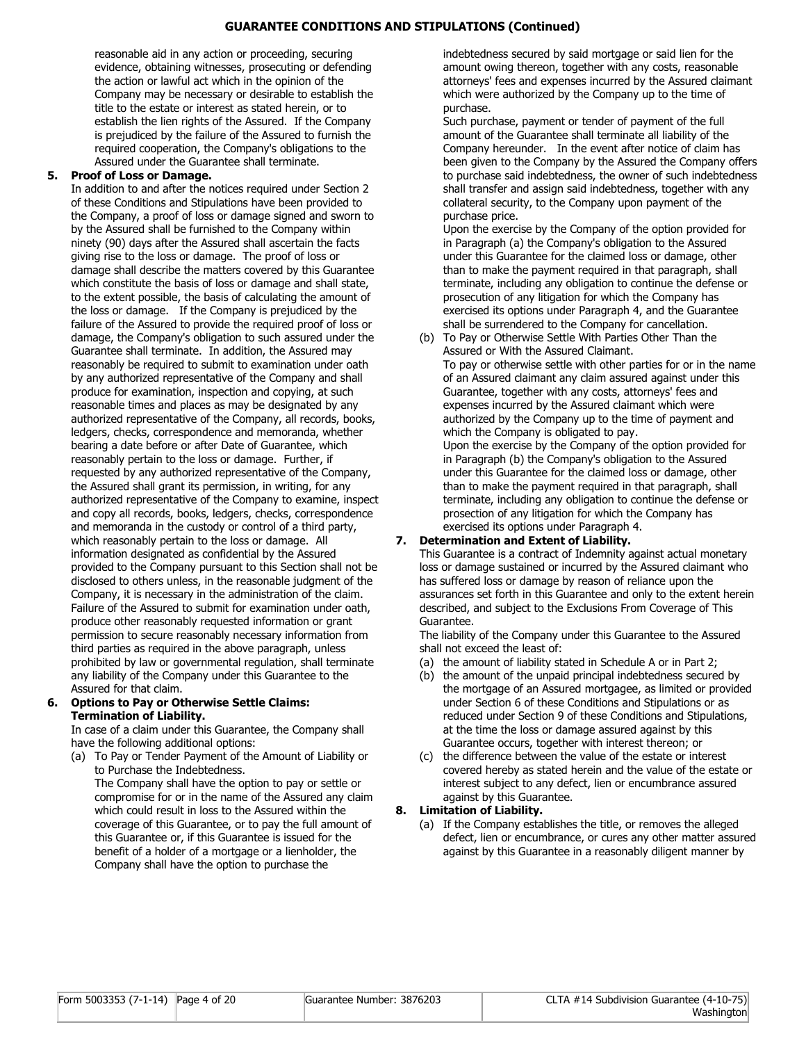## GUARANTEE CONDITIONS AND STIPULATIONS (Continued)

reasonable aid in any action or proceeding, securing evidence, obtaining witnesses, prosecuting or defending the action or lawful act which in the opinion of the Company may be necessary or desirable to establish the title to the estate or interest as stated herein, or to establish the lien rights of the Assured. If the Company is prejudiced by the failure of the Assured to furnish the required cooperation, the Company's obligations to the Assured under the Guarantee shall terminate.

**5. Proof of Loss or Damage.**

In addition to and after the notices required under Section 2 of these Conditions and Stipulations have been provided to the Company, a proof of loss or damage signed and sworn to by the Assured shall be furnished to the Company within ninety (90) days after the Assured shall ascertain the facts giving rise to the loss or damage. The proof of loss or damage shall describe the matters covered by this Guarantee which constitute the basis of loss or damage and shall state, to the extent possible, the basis of calculating the amount of the loss or damage. If the Company is prejudiced by the failure of the Assured to provide the required proof of loss or damage, the Company's obligation to such assured under the Guarantee shall terminate. In addition, the Assured may reasonably be required to submit to examination under oath by any authorized representative of the Company and shall produce for examination, inspection and copying, at such reasonable times and places as may be designated by any authorized representative of the Company, all records, books, ledgers, checks, correspondence and memoranda, whether bearing a date before or after Date of Guarantee, which reasonably pertain to the loss or damage. Further, if requested by any authorized representative of the Company, the Assured shall grant its permission, in writing, for any authorized representative of the Company to examine, inspect and copy all records, books, ledgers, checks, correspondence and memoranda in the custody or control of a third party, which reasonably pertain to the loss or damage. All information designated as confidential by the Assured provided to the Company pursuant to this Section shall not be disclosed to others unless, in the reasonable judgment of the Company, it is necessary in the administration of the claim. Failure of the Assured to submit for examination under oath, produce other reasonably requested information or grant permission to secure reasonably necessary information from third parties as required in the above paragraph, unless prohibited by law or governmental regulation, shall terminate any liability of the Company under this Guarantee to the Assured for that claim.

**6. Options to Pay or Otherwise Settle Claims: Termination of Liability.**

In case of a claim under this Guarantee, the Company shall have the following additional options:

(a) To Pay or Tender Payment of the Amount of Liability or to Purchase the Indebtedness.

The Company shall have the option to pay or settle or compromise for or in the name of the Assured any claim which could result in loss to the Assured within the coverage of this Guarantee, or to pay the full amount of this Guarantee or, if this Guarantee is issued for the benefit of a holder of a mortgage or a lienholder, the Company shall have the option to purchase the indebtedness secured by said mortgage or said lien for the amount owing thereon, together with any costs, reasonable attorneys' fees and expenses incurred by the Assured claimant which were authorized by the Company up to the time of purchase.

Such purchase, payment or tender of payment of the full amount of the Guarantee shall terminate all liability of the Company hereunder. In the event after notice of claim has been given to the Company by the Assured the Company offers to purchase said indebtedness, the owner of such indebtedness shall transfer and assign said indebtedness, together with any collateral security, to the Company upon payment of the purchase price.

Upon the exercise by the Company of the option provided for in Paragraph (a) the Company's obligation to the Assured under this Guarantee for the claimed loss or damage, other than to make the payment required in that paragraph, shall terminate, including any obligation to continue the defense or prosecution of any litigation for which the Company has exercised its options under Paragraph 4, and the Guarantee shall be surrendered to the Company for cancellation.

(b) To Pay or Otherwise Settle With Parties Other Than the Assured or With the Assured Claimant.

To pay or otherwise settle with other parties for or in the name of an Assured claimant any claim assured against under this Guarantee, together with any costs, attorneys' fees and expenses incurred by the Assured claimant which were authorized by the Company up to the time of payment and which the Company is obligated to pay.

Upon the exercise by the Company of the option provided for in Paragraph (b) the Company's obligation to the Assured under this Guarantee for the claimed loss or damage, other than to make the payment required in that paragraph, shall terminate, including any obligation to continue the defense or prosecution of any litigation for which the Company has exercised its options under Paragraph 4.

**7. Determination and Extent of Liability.**

This Guarantee is a contract of Indemnity against actual monetary loss or damage sustained or incurred by the Assured claimant who has suffered loss or damage by reason of reliance upon the assurances set forth in this Guarantee and only to the extent herein described, and subject to the Exclusions From Coverage of This Guarantee.

The liability of the Company under this Guarantee to the Assured shall not exceed the least of:

(a) the amount of liability stated in Schedule A or in Part 2;

(b) the amount of the unpaid principal indebtedness secured by the mortgage of an Assured mortgagee, as limited or provided under Section 6 of these Conditions and Stipulations or as reduced under Section 9 of these Conditions and Stipulations, at the time the loss or damage assured against by this Guarantee occurs, together with interest thereon; or

(c) the difference between the value of the estate or interest covered hereby as stated herein and the value of the estate or interest subject to any defect, lien or encumbrance assured against by this Guarantee.

**8. Limitation of Liability.**

(a) If the Company establishes the title, or removes the alleged defect, lien or encumbrance, or cures any other matter assured against by this Guarantee in a reasonably diligent manner by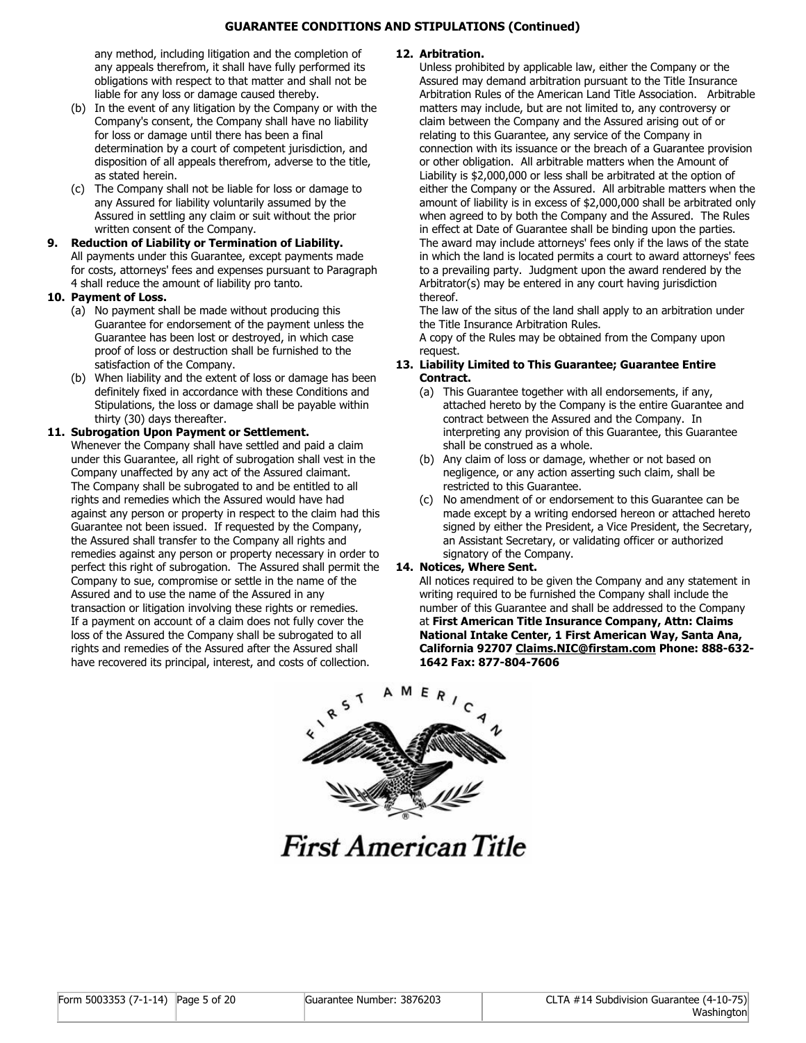## GUARANTEE CONDITIONS AND STIPULATIONS (Continued)

any method, including litigation and the completion of any appeals therefrom, it shall have fully performed its obligations with respect to that matter and shall not be liable for any loss or damage caused thereby.

(b) In the event of any litigation by the Company or with the Company's consent, the Company shall have no liability for loss or damage until there has been a final determination by a court of competent jurisdiction, and disposition of all appeals therefrom, adverse to the title, as stated herein.

(c) The Company shall not be liable for loss or damage to any Assured for liability voluntarily assumed by the Assured in settling any claim or suit without the prior written consent of the Company.

**9. Reduction of Liability or Termination of Liability.**

All payments under this Guarantee, except payments made for costs, attorneys' fees and expenses pursuant to Paragraph 4 shall reduce the amount of liability pro tanto.

**10. Payment of Loss.**

(a) No payment shall be made without producing this Guarantee for endorsement of the payment unless the Guarantee has been lost or destroyed, in which case proof of loss or destruction shall be furnished to the satisfaction of the Company.

(b) When liability and the extent of loss or damage has been definitely fixed in accordance with these Conditions and Stipulations, the loss or damage shall be payable within thirty (30) days thereafter.

**11. Subrogation Upon Payment or Settlement.**

Whenever the Company shall have settled and paid a claim under this Guarantee, all right of subrogation shall vest in the Company unaffected by any act of the Assured claimant. The Company shall be subrogated to and be entitled to all rights and remedies which the Assured would have had against any person or property in respect to the claim had this Guarantee not been issued. If requested by the Company, the Assured shall transfer to the Company all rights and remedies against any person or property necessary in order to perfect this right of subrogation. The Assured shall permit the Company to sue, compromise or settle in the name of the Assured and to use the name of the Assured in any transaction or litigation involving these rights or remedies. If a payment on account of a claim does not fully cover the loss of the Assured the Company shall be subrogated to all rights and remedies of the Assured after the Assured shall have recovered its principal, interest, and costs of collection.

**12. Arbitration.**

Unless prohibited by applicable law, either the Company or the Assured may demand arbitration pursuant to the Title Insurance Arbitration Rules of the American Land Title Association. Arbitrable matters may include, but are not limited to, any controversy or claim between the Company and the Assured arising out of or relating to this Guarantee, any service of the Company in connection with its issuance or the breach of a Guarantee provision or other obligation. All arbitrable matters when the Amount of Liability is $2,000,000 or less shall be arbitrated at the option of either the Company or the Assured. All arbitrable matters when the amount of liability is in excess of $2,000,000 shall be arbitrated only when agreed to by both the Company and the Assured. The Rules in effect at Date of Guarantee shall be binding upon the parties. The award may include attorneys' fees only if the laws of the state in which the land is located permits a court to award attorneys' fees to a prevailing party. Judgment upon the award rendered by the Arbitrator(s) may be entered in any court having jurisdiction thereof.

The law of the situs of the land shall apply to an arbitration under the Title Insurance Arbitration Rules.

A copy of the Rules may be obtained from the Company upon request.

**13. Liability Limited to This Guarantee; Guarantee Entire Contract.**

(a) This Guarantee together with all endorsements, if any, attached hereto by the Company is the entire Guarantee and contract between the Assured and the Company. In interpreting any provision of this Guarantee, this Guarantee shall be construed as a whole.

(b) Any claim of loss or damage, whether or not based on negligence, or any action asserting such claim, shall be restricted to this Guarantee.

(c) No amendment of or endorsement to this Guarantee can be made except by a writing endorsed hereon or attached hereto signed by either the President, a Vice President, the Secretary, an Assistant Secretary, or validating officer or authorized signatory of the Company.

**14. Notices, Where Sent.**

All notices required to be given the Company and any statement in writing required to be furnished the Company shall include the number of this Guarantee and shall be addressed to the Company at **First American Title Insurance Company, Attn: Claims National Intake Center, 1 First American Way, Santa Ana, California 92707 Claims.NIC@firstam.com Phone: 888-632-1642 Fax: 877-804-7606**

First American Title

| Form 5003353 (7-1-14) | Page 5 of 20 | Guarantee Number: 3876203 | CLTA #14 Subdivision Guarantee (4-10-75) Washington |
|---|---|---|---|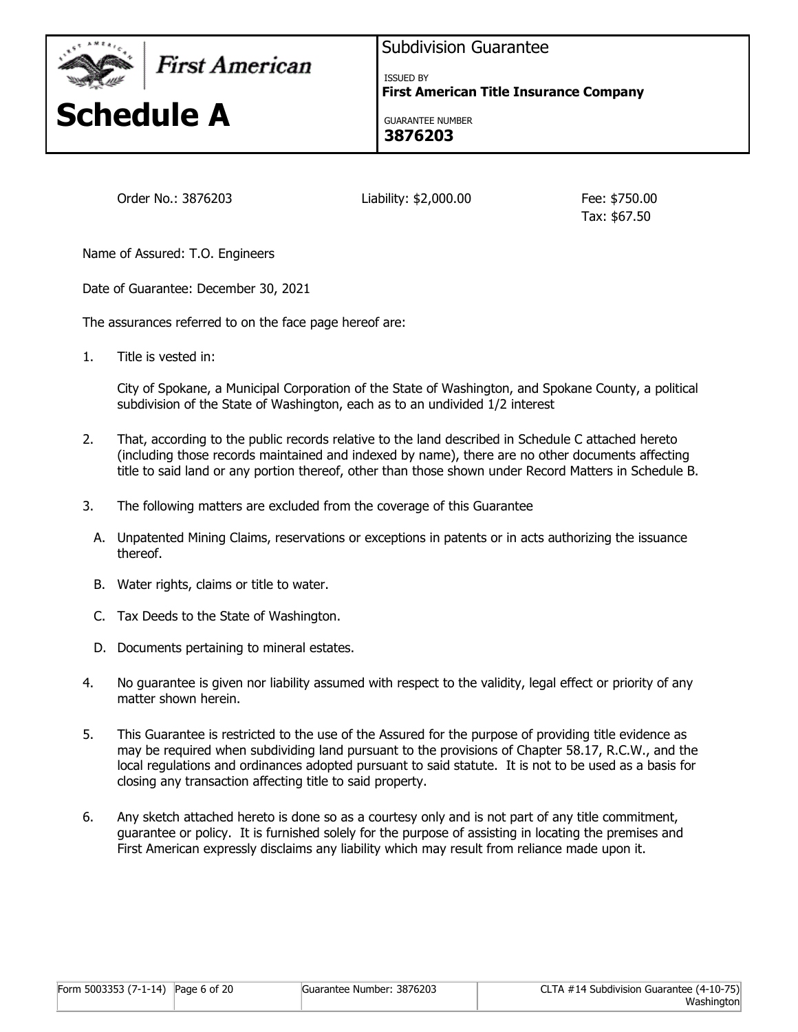First American

# Schedule A

Subdivision Guarantee

ISSUED BY

**First American Title Insurance Company**

GUARANTEE NUMBER

**3876203**

Order No.: 3876203 Liability: $2,000.00 Fee: $750.00
Tax: $67.50

Name of Assured: T.O. Engineers

Date of Guarantee: December 30, 2021

The assurances referred to on the face page hereof are:

1. Title is vested in:

   City of Spokane, a Municipal Corporation of the State of Washington, and Spokane County, a political subdivision of the State of Washington, each as to an undivided 1/2 interest

2. That, according to the public records relative to the land described in Schedule C attached hereto (including those records maintained and indexed by name), there are no other documents affecting title to said land or any portion thereof, other than those shown under Record Matters in Schedule B.

3. The following matters are excluded from the coverage of this Guarantee

   A. Unpatented Mining Claims, reservations or exceptions in patents or in acts authorizing the issuance thereof.

   B. Water rights, claims or title to water.

   C. Tax Deeds to the State of Washington.

   D. Documents pertaining to mineral estates.

4. No guarantee is given nor liability assumed with respect to the validity, legal effect or priority of any matter shown herein.

5. This Guarantee is restricted to the use of the Assured for the purpose of providing title evidence as may be required when subdividing land pursuant to the provisions of Chapter 58.17, R.C.W., and the local regulations and ordinances adopted pursuant to said statute. It is not to be used as a basis for closing any transaction affecting title to said property.

6. Any sketch attached hereto is done so as a courtesy only and is not part of any title commitment, guarantee or policy. It is furnished solely for the purpose of assisting in locating the premises and First American expressly disclaims any liability which may result from reliance made upon it.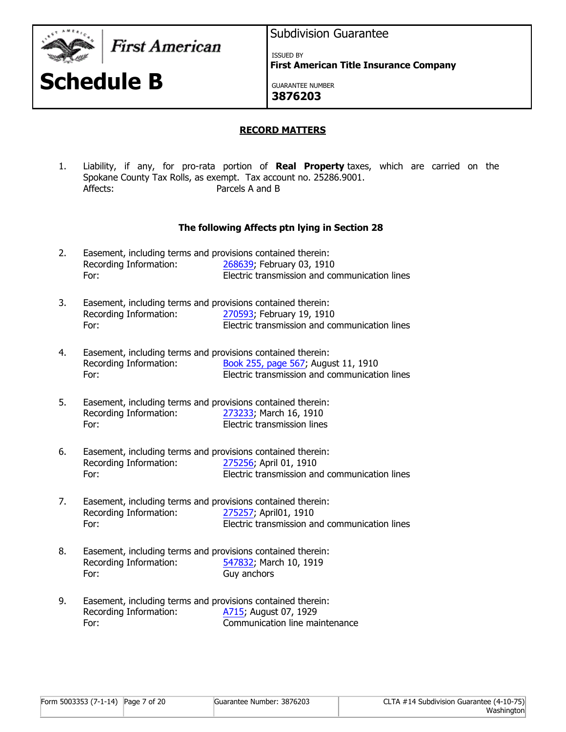First American

# Schedule B

Subdivision Guarantee

ISSUED BY
**First American Title Insurance Company**

GUARANTEE NUMBER
**3876203**

## RECORD MATTERS

1. Liability, if any, for pro-rata portion of **Real Property** taxes, which are carried on the Spokane County Tax Rolls, as exempt. Tax account no. 25286.9001.
   Affects: Parcels A and B

**The following Affects ptn lying in Section 28**

2. Easement, including terms and provisions contained therein:
   Recording Information: 268639; February 03, 1910
   For: Electric transmission and communication lines

3. Easement, including terms and provisions contained therein:
   Recording Information: 270593; February 19, 1910
   For: Electric transmission and communication lines

4. Easement, including terms and provisions contained therein:
   Recording Information: Book 255, page 567; August 11, 1910
   For: Electric transmission and communication lines

5. Easement, including terms and provisions contained therein:
   Recording Information: 273233; March 16, 1910
   For: Electric transmission lines

6. Easement, including terms and provisions contained therein:
   Recording Information: 275256; April 01, 1910
   For: Electric transmission and communication lines

7. Easement, including terms and provisions contained therein:
   Recording Information: 275257; April01, 1910
   For: Electric transmission and communication lines

8. Easement, including terms and provisions contained therein:
   Recording Information: 547832; March 10, 1919
   For: Guy anchors

9. Easement, including terms and provisions contained therein:
   Recording Information: A715; August 07, 1929
   For: Communication line maintenance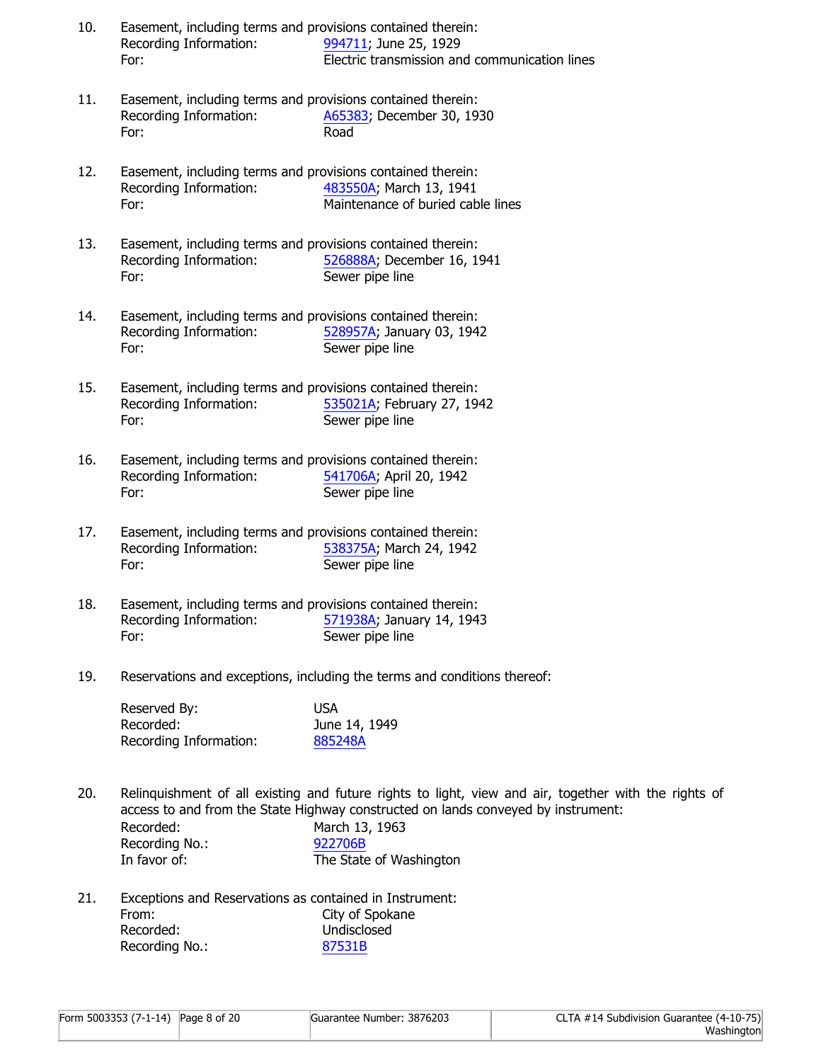10. Easement, including terms and provisions contained therein:
    Recording Information: 994711; June 25, 1929
    For: Electric transmission and communication lines

11. Easement, including terms and provisions contained therein:
    Recording Information: A65383; December 30, 1930
    For: Road

12. Easement, including terms and provisions contained therein:
    Recording Information: 483550A; March 13, 1941
    For: Maintenance of buried cable lines

13. Easement, including terms and provisions contained therein:
    Recording Information: 526888A; December 16, 1941
    For: Sewer pipe line

14. Easement, including terms and provisions contained therein:
    Recording Information: 528957A; January 03, 1942
    For: Sewer pipe line

15. Easement, including terms and provisions contained therein:
    Recording Information: 535021A; February 27, 1942
    For: Sewer pipe line

16. Easement, including terms and provisions contained therein:
    Recording Information: 541706A; April 20, 1942
    For: Sewer pipe line

17. Easement, including terms and provisions contained therein:
    Recording Information: 538375A; March 24, 1942
    For: Sewer pipe line

18. Easement, including terms and provisions contained therein:
    Recording Information: 571938A; January 14, 1943
    For: Sewer pipe line

19. Reservations and exceptions, including the terms and conditions thereof:

    Reserved By: USA
    Recorded: June 14, 1949
    Recording Information: 885248A

20. Relinquishment of all existing and future rights to light, view and air, together with the rights of access to and from the State Highway constructed on lands conveyed by instrument:
    Recorded: March 13, 1963
    Recording No.: 922706B
    In favor of: The State of Washington

21. Exceptions and Reservations as contained in Instrument:
    From: City of Spokane
    Recorded: Undisclosed
    Recording No.: 87531B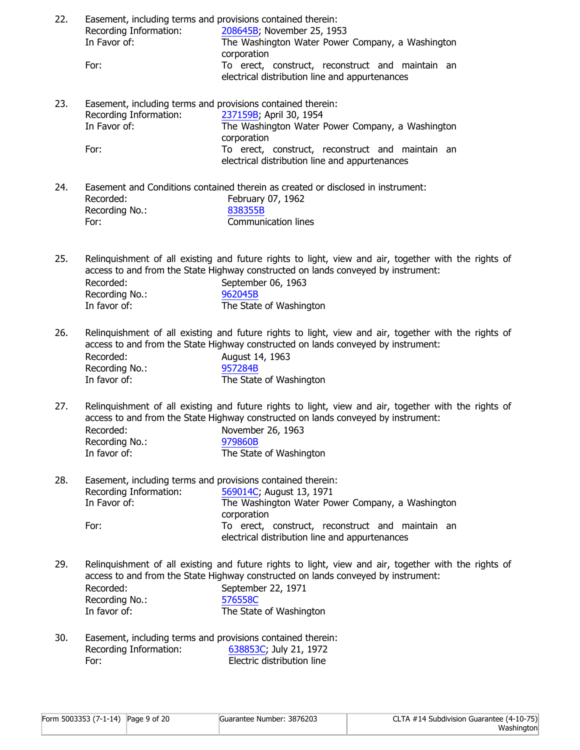22. Easement, including terms and provisions contained therein:

    Recording Information: 208645B; November 25, 1953

    In Favor of: The Washington Water Power Company, a Washington corporation

    For: To erect, construct, reconstruct and maintain an electrical distribution line and appurtenances

23. Easement, including terms and provisions contained therein:

    Recording Information: 237159B; April 30, 1954

    In Favor of: The Washington Water Power Company, a Washington corporation

    For: To erect, construct, reconstruct and maintain an electrical distribution line and appurtenances

24. Easement and Conditions contained therein as created or disclosed in instrument:

    Recorded: February 07, 1962

    Recording No.: 838355B

    For: Communication lines

25. Relinquishment of all existing and future rights to light, view and air, together with the rights of access to and from the State Highway constructed on lands conveyed by instrument:

    Recorded: September 06, 1963

    Recording No.: 962045B

    In favor of: The State of Washington

26. Relinquishment of all existing and future rights to light, view and air, together with the rights of access to and from the State Highway constructed on lands conveyed by instrument:

    Recorded: August 14, 1963

    Recording No.: 957284B

    In favor of: The State of Washington

27. Relinquishment of all existing and future rights to light, view and air, together with the rights of access to and from the State Highway constructed on lands conveyed by instrument:

    Recorded: November 26, 1963

    Recording No.: 979860B

    In favor of: The State of Washington

28. Easement, including terms and provisions contained therein:

    Recording Information: 569014C; August 13, 1971

    In Favor of: The Washington Water Power Company, a Washington corporation

    For: To erect, construct, reconstruct and maintain an electrical distribution line and appurtenances

29. Relinquishment of all existing and future rights to light, view and air, together with the rights of access to and from the State Highway constructed on lands conveyed by instrument:

    Recorded: September 22, 1971

    Recording No.: 576558C

    In favor of: The State of Washington

30. Easement, including terms and provisions contained therein:

    Recording Information: 638853C; July 21, 1972

    For: Electric distribution line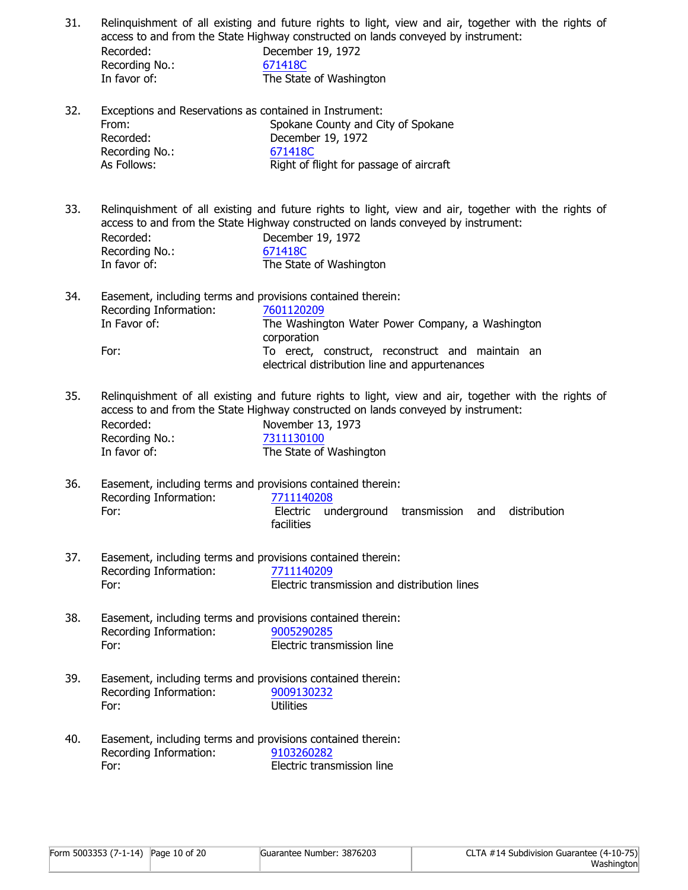31. Relinquishment of all existing and future rights to light, view and air, together with the rights of access to and from the State Highway constructed on lands conveyed by instrument:
    Recorded: December 19, 1972
    Recording No.: 671418C
    In favor of: The State of Washington

32. Exceptions and Reservations as contained in Instrument:
    From: Spokane County and City of Spokane
    Recorded: December 19, 1972
    Recording No.: 671418C
    As Follows: Right of flight for passage of aircraft

33. Relinquishment of all existing and future rights to light, view and air, together with the rights of access to and from the State Highway constructed on lands conveyed by instrument:
    Recorded: December 19, 1972
    Recording No.: 671418C
    In favor of: The State of Washington

34. Easement, including terms and provisions contained therein:
    Recording Information: 7601120209
    In Favor of: The Washington Water Power Company, a Washington corporation
    For: To erect, construct, reconstruct and maintain an electrical distribution line and appurtenances

35. Relinquishment of all existing and future rights to light, view and air, together with the rights of access to and from the State Highway constructed on lands conveyed by instrument:
    Recorded: November 13, 1973
    Recording No.: 7311130100
    In favor of: The State of Washington

36. Easement, including terms and provisions contained therein:
    Recording Information: 7711140208
    For: Electric underground transmission and distribution facilities

37. Easement, including terms and provisions contained therein:
    Recording Information: 7711140209
    For: Electric transmission and distribution lines

38. Easement, including terms and provisions contained therein:
    Recording Information: 9005290285
    For: Electric transmission line

39. Easement, including terms and provisions contained therein:
    Recording Information: 9009130232
    For: Utilities

40. Easement, including terms and provisions contained therein:
    Recording Information: 9103260282
    For: Electric transmission line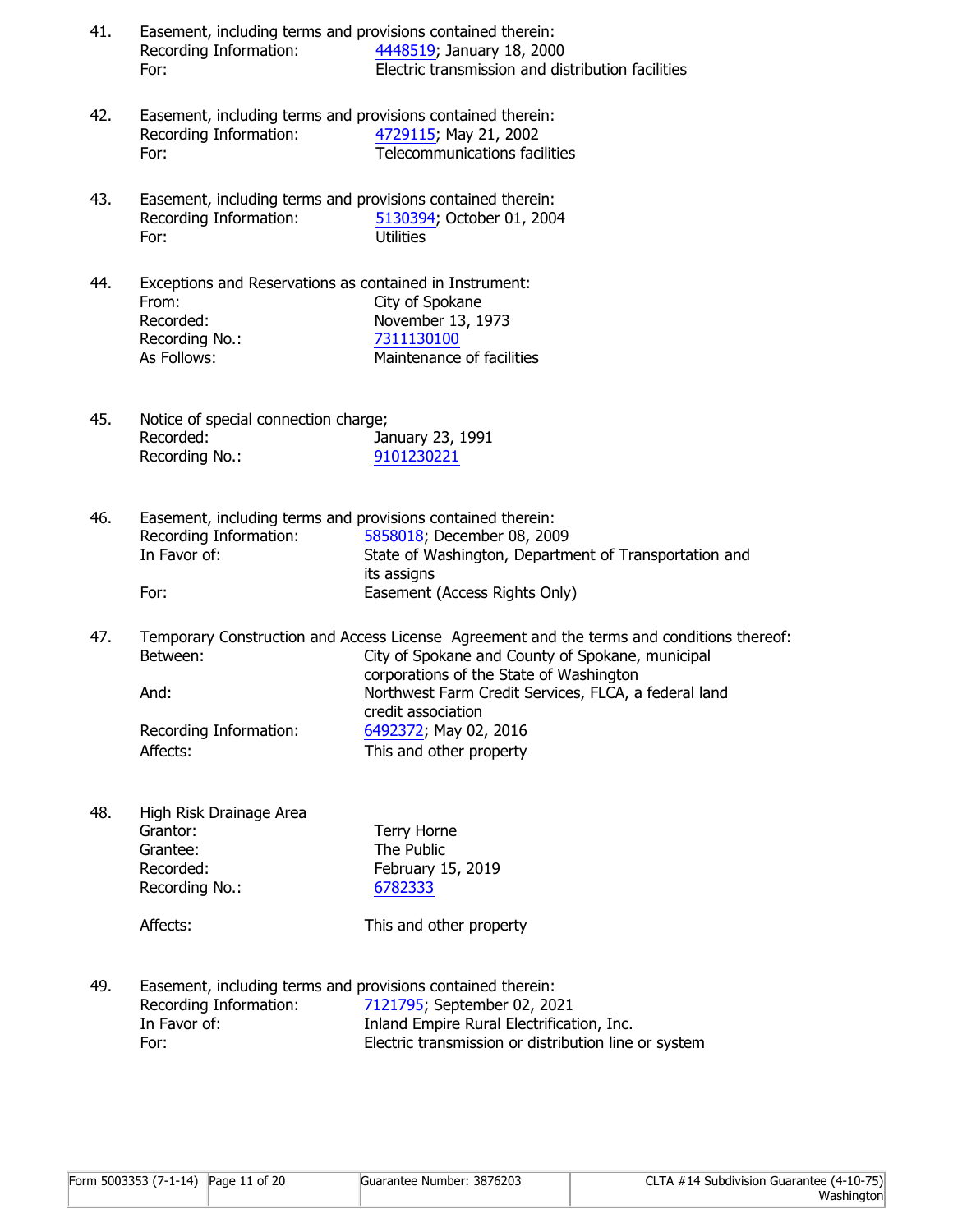41. Easement, including terms and provisions contained therein:
    Recording Information: 4448519; January 18, 2000
    For: Electric transmission and distribution facilities

42. Easement, including terms and provisions contained therein:
    Recording Information: 4729115; May 21, 2002
    For: Telecommunications facilities

43. Easement, including terms and provisions contained therein:
    Recording Information: 5130394; October 01, 2004
    For: Utilities

44. Exceptions and Reservations as contained in Instrument:
    From: City of Spokane
    Recorded: November 13, 1973
    Recording No.: 7311130100
    As Follows: Maintenance of facilities

45. Notice of special connection charge;
    Recorded: January 23, 1991
    Recording No.: 9101230221

46. Easement, including terms and provisions contained therein:
    Recording Information: 5858018; December 08, 2009
    In Favor of: State of Washington, Department of Transportation and its assigns
    For: Easement (Access Rights Only)

47. Temporary Construction and Access License Agreement and the terms and conditions thereof:
    Between: City of Spokane and County of Spokane, municipal corporations of the State of Washington
    And: Northwest Farm Credit Services, FLCA, a federal land credit association
    Recording Information: 6492372; May 02, 2016
    Affects: This and other property

48. High Risk Drainage Area
    Grantor: Terry Horne
    Grantee: The Public
    Recorded: February 15, 2019
    Recording No.: 6782333

    Affects: This and other property

49. Easement, including terms and provisions contained therein:
    Recording Information: 7121795; September 02, 2021
    In Favor of: Inland Empire Rural Electrification, Inc.
    For: Electric transmission or distribution line or system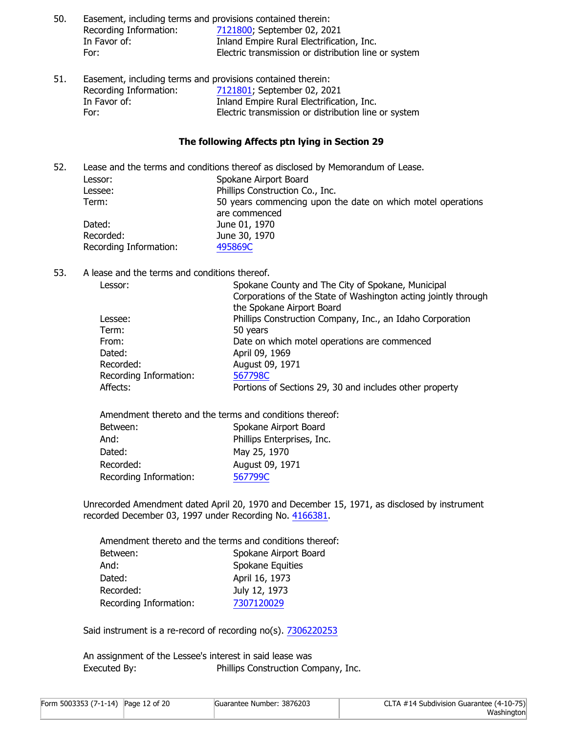50. Easement, including terms and provisions contained therein:

| | |
|---|---|
| Recording Information: | 7121800; September 02, 2021 |
| In Favor of: | Inland Empire Rural Electrification, Inc. |
| For: | Electric transmission or distribution line or system |

51. Easement, including terms and provisions contained therein:

| | |
|---|---|
| Recording Information: | 7121801; September 02, 2021 |
| In Favor of: | Inland Empire Rural Electrification, Inc. |
| For: | Electric transmission or distribution line or system |

**The following Affects ptn lying in Section 29**

52. Lease and the terms and conditions thereof as disclosed by Memorandum of Lease.

| | |
|---|---|
| Lessor: | Spokane Airport Board |
| Lessee: | Phillips Construction Co., Inc. |
| Term: | 50 years commencing upon the date on which motel operations are commenced |
| Dated: | June 01, 1970 |
| Recorded: | June 30, 1970 |
| Recording Information: | 495869C |

53. A lease and the terms and conditions thereof.

| | |
|---|---|
| Lessor: | Spokane County and The City of Spokane, Municipal Corporations of the State of Washington acting jointly through the Spokane Airport Board |
| Lessee: | Phillips Construction Company, Inc., an Idaho Corporation |
| Term: | 50 years |
| From: | Date on which motel operations are commenced |
| Dated: | April 09, 1969 |
| Recorded: | August 09, 1971 |
| Recording Information: | 567798C |
| Affects: | Portions of Sections 29, 30 and includes other property |

Amendment thereto and the terms and conditions thereof:

| | |
|---|---|
| Between: | Spokane Airport Board |
| And: | Phillips Enterprises, Inc. |
| Dated: | May 25, 1970 |
| Recorded: | August 09, 1971 |
| Recording Information: | 567799C |

Unrecorded Amendment dated April 20, 1970 and December 15, 1971, as disclosed by instrument recorded December 03, 1997 under Recording No. 4166381.

Amendment thereto and the terms and conditions thereof:

| | |
|---|---|
| Between: | Spokane Airport Board |
| And: | Spokane Equities |
| Dated: | April 16, 1973 |
| Recorded: | July 12, 1973 |
| Recording Information: | 7307120029 |

Said instrument is a re-record of recording no(s). 7306220253

An assignment of the Lessee's interest in said lease was

| | |
|---|---|
| Executed By: | Phillips Construction Company, Inc. |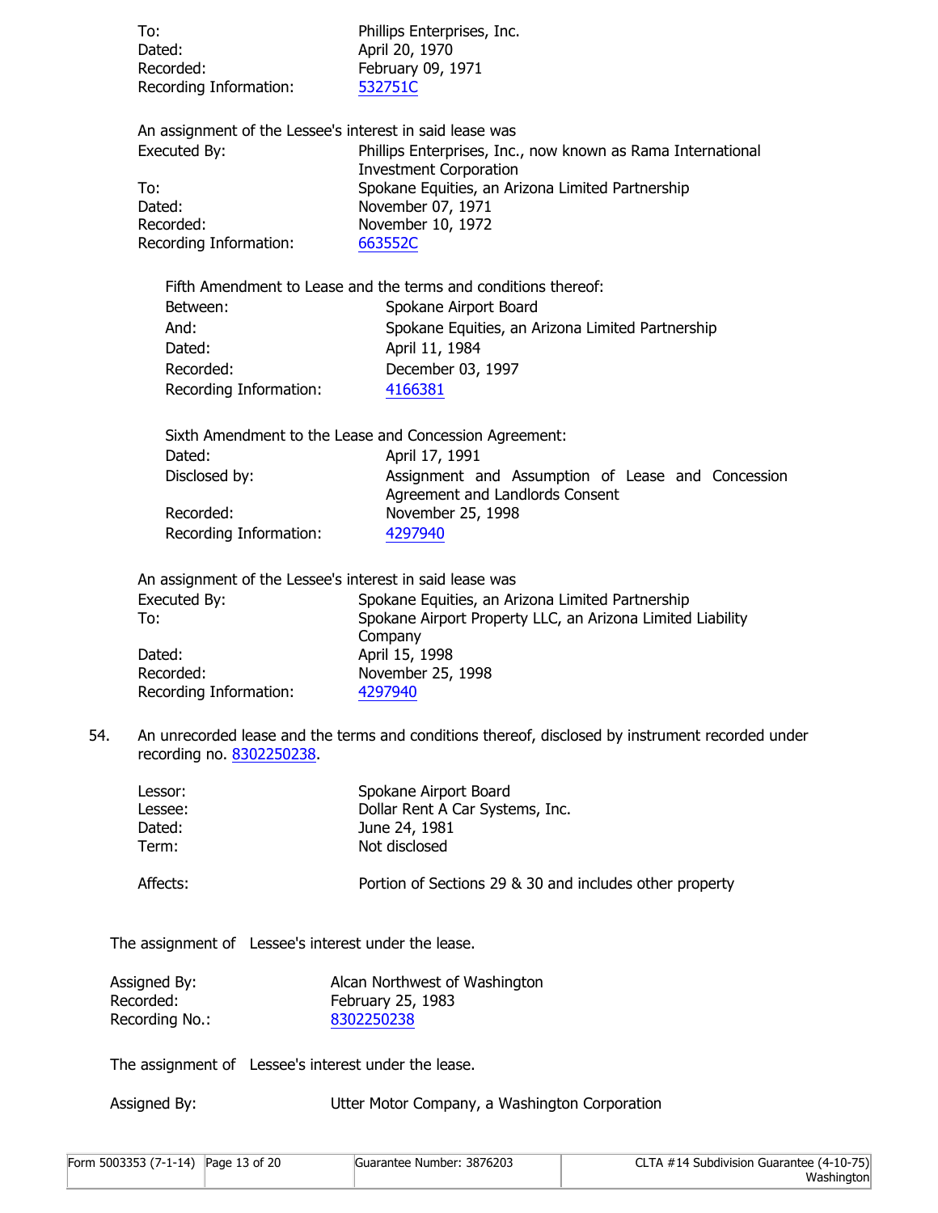| | |
|---|---|
| To: | Phillips Enterprises, Inc. |
| Dated: | April 20, 1970 |
| Recorded: | February 09, 1971 |
| Recording Information: | 532751C |

An assignment of the Lessee's interest in said lease was

| | |
|---|---|
| Executed By: | Phillips Enterprises, Inc., now known as Rama International Investment Corporation |
| To: | Spokane Equities, an Arizona Limited Partnership |
| Dated: | November 07, 1971 |
| Recorded: | November 10, 1972 |
| Recording Information: | 663552C |

Fifth Amendment to Lease and the terms and conditions thereof:

| | |
|---|---|
| Between: | Spokane Airport Board |
| And: | Spokane Equities, an Arizona Limited Partnership |
| Dated: | April 11, 1984 |
| Recorded: | December 03, 1997 |
| Recording Information: | 4166381 |

Sixth Amendment to the Lease and Concession Agreement:

| | |
|---|---|
| Dated: | April 17, 1991 |
| Disclosed by: | Assignment and Assumption of Lease and Concession Agreement and Landlords Consent |
| Recorded: | November 25, 1998 |
| Recording Information: | 4297940 |

An assignment of the Lessee's interest in said lease was

| | |
|---|---|
| Executed By: | Spokane Equities, an Arizona Limited Partnership |
| To: | Spokane Airport Property LLC, an Arizona Limited Liability Company |
| Dated: | April 15, 1998 |
| Recorded: | November 25, 1998 |
| Recording Information: | 4297940 |

54. An unrecorded lease and the terms and conditions thereof, disclosed by instrument recorded under recording no. 8302250238.

| | |
|---|---|
| Lessor: | Spokane Airport Board |
| Lessee: | Dollar Rent A Car Systems, Inc. |
| Dated: | June 24, 1981 |
| Term: | Not disclosed |
| Affects: | Portion of Sections 29 & 30 and includes other property |

The assignment of Lessee's interest under the lease.

| | |
|---|---|
| Assigned By: | Alcan Northwest of Washington |
| Recorded: | February 25, 1983 |
| Recording No.: | 8302250238 |

The assignment of Lessee's interest under the lease.

| | |
|---|---|
| Assigned By: | Utter Motor Company, a Washington Corporation |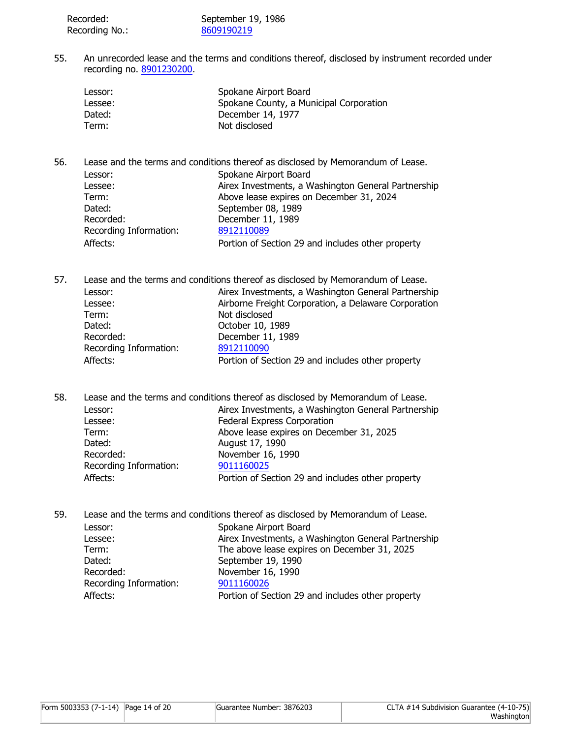Recorded: September 19, 1986
Recording No.: 8609190219

55. An unrecorded lease and the terms and conditions thereof, disclosed by instrument recorded under recording no. 8901230200.

| | |
|---|---|
| Lessor: | Spokane Airport Board |
| Lessee: | Spokane County, a Municipal Corporation |
| Dated: | December 14, 1977 |
| Term: | Not disclosed |

56. Lease and the terms and conditions thereof as disclosed by Memorandum of Lease.

| | |
|---|---|
| Lessor: | Spokane Airport Board |
| Lessee: | Airex Investments, a Washington General Partnership |
| Term: | Above lease expires on December 31, 2024 |
| Dated: | September 08, 1989 |
| Recorded: | December 11, 1989 |
| Recording Information: | 8912110089 |
| Affects: | Portion of Section 29 and includes other property |

57. Lease and the terms and conditions thereof as disclosed by Memorandum of Lease.

| | |
|---|---|
| Lessor: | Airex Investments, a Washington General Partnership |
| Lessee: | Airborne Freight Corporation, a Delaware Corporation |
| Term: | Not disclosed |
| Dated: | October 10, 1989 |
| Recorded: | December 11, 1989 |
| Recording Information: | 8912110090 |
| Affects: | Portion of Section 29 and includes other property |

58. Lease and the terms and conditions thereof as disclosed by Memorandum of Lease.

| | |
|---|---|
| Lessor: | Airex Investments, a Washington General Partnership |
| Lessee: | Federal Express Corporation |
| Term: | Above lease expires on December 31, 2025 |
| Dated: | August 17, 1990 |
| Recorded: | November 16, 1990 |
| Recording Information: | 9011160025 |
| Affects: | Portion of Section 29 and includes other property |

59. Lease and the terms and conditions thereof as disclosed by Memorandum of Lease.

| | |
|---|---|
| Lessor: | Spokane Airport Board |
| Lessee: | Airex Investments, a Washington General Partnership |
| Term: | The above lease expires on December 31, 2025 |
| Dated: | September 19, 1990 |
| Recorded: | November 16, 1990 |
| Recording Information: | 9011160026 |
| Affects: | Portion of Section 29 and includes other property |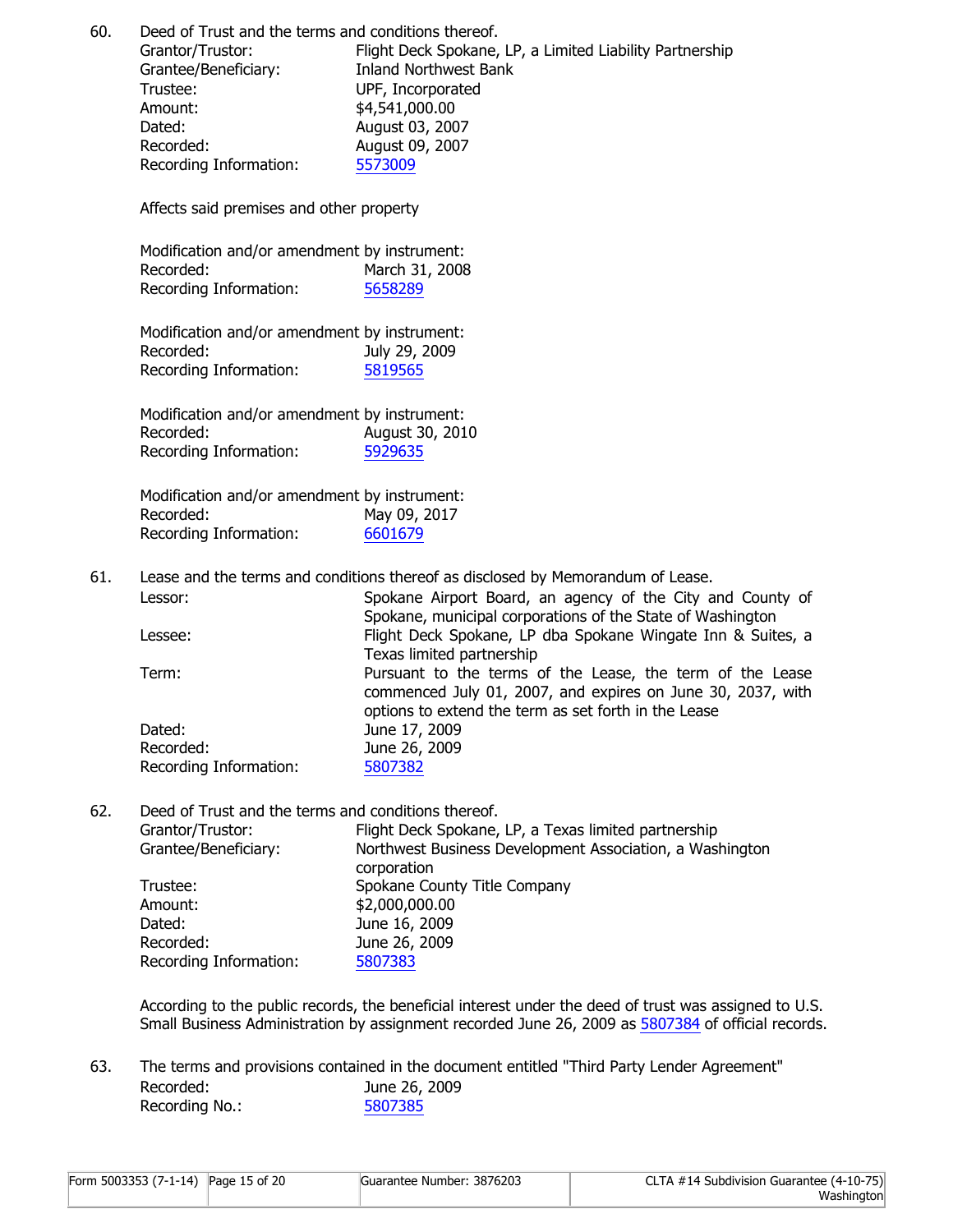60. Deed of Trust and the terms and conditions thereof.

| | |
|---|---|
| Grantor/Trustor: | Flight Deck Spokane, LP, a Limited Liability Partnership |
| Grantee/Beneficiary: | Inland Northwest Bank |
| Trustee: | UPF, Incorporated |
| Amount: | $4,541,000.00 |
| Dated: | August 03, 2007 |
| Recorded: | August 09, 2007 |
| Recording Information: | 5573009 |

Affects said premises and other property

Modification and/or amendment by instrument:

| | |
|---|---|
| Recorded: | March 31, 2008 |
| Recording Information: | 5658289 |

Modification and/or amendment by instrument:

| | |
|---|---|
| Recorded: | July 29, 2009 |
| Recording Information: | 5819565 |

Modification and/or amendment by instrument:

| | |
|---|---|
| Recorded: | August 30, 2010 |
| Recording Information: | 5929635 |

Modification and/or amendment by instrument:

| | |
|---|---|
| Recorded: | May 09, 2017 |
| Recording Information: | 6601679 |

61. Lease and the terms and conditions thereof as disclosed by Memorandum of Lease.

| | |
|---|---|
| Lessor: | Spokane Airport Board, an agency of the City and County of Spokane, municipal corporations of the State of Washington |
| Lessee: | Flight Deck Spokane, LP dba Spokane Wingate Inn & Suites, a Texas limited partnership |
| Term: | Pursuant to the terms of the Lease, the term of the Lease commenced July 01, 2007, and expires on June 30, 2037, with options to extend the term as set forth in the Lease |
| Dated: | June 17, 2009 |
| Recorded: | June 26, 2009 |
| Recording Information: | 5807382 |

62. Deed of Trust and the terms and conditions thereof.

| | |
|---|---|
| Grantor/Trustor: | Flight Deck Spokane, LP, a Texas limited partnership |
| Grantee/Beneficiary: | Northwest Business Development Association, a Washington corporation |
| Trustee: | Spokane County Title Company |
| Amount: | $2,000,000.00 |
| Dated: | June 16, 2009 |
| Recorded: | June 26, 2009 |
| Recording Information: | 5807383 |

According to the public records, the beneficial interest under the deed of trust was assigned to U.S. Small Business Administration by assignment recorded June 26, 2009 as 5807384 of official records.

63. The terms and provisions contained in the document entitled "Third Party Lender Agreement"

| | |
|---|---|
| Recorded: | June 26, 2009 |
| Recording No.: | 5807385 |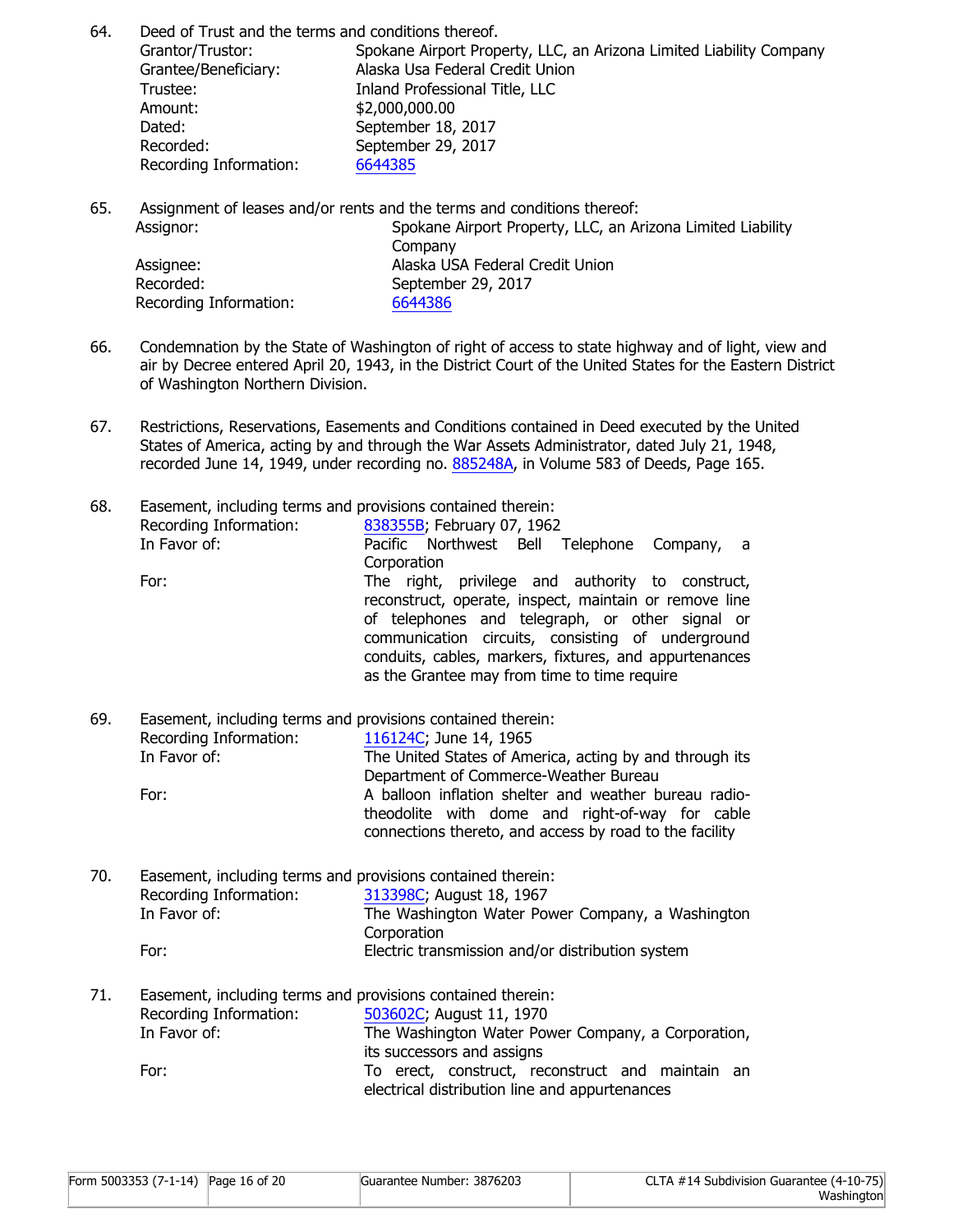64. Deed of Trust and the terms and conditions thereof.

| | |
|---|---|
| Grantor/Trustor: | Spokane Airport Property, LLC, an Arizona Limited Liability Company |
| Grantee/Beneficiary: | Alaska Usa Federal Credit Union |
| Trustee: | Inland Professional Title, LLC |
| Amount: | $2,000,000.00 |
| Dated: | September 18, 2017 |
| Recorded: | September 29, 2017 |
| Recording Information: | 6644385 |

65. Assignment of leases and/or rents and the terms and conditions thereof:

| | |
|---|---|
| Assignor: | Spokane Airport Property, LLC, an Arizona Limited Liability Company |
| Assignee: | Alaska USA Federal Credit Union |
| Recorded: | September 29, 2017 |
| Recording Information: | 6644386 |

66. Condemnation by the State of Washington of right of access to state highway and of light, view and air by Decree entered April 20, 1943, in the District Court of the United States for the Eastern District of Washington Northern Division.

67. Restrictions, Reservations, Easements and Conditions contained in Deed executed by the United States of America, acting by and through the War Assets Administrator, dated July 21, 1948, recorded June 14, 1949, under recording no. 885248A, in Volume 583 of Deeds, Page 165.

68. Easement, including terms and provisions contained therein:

| | |
|---|---|
| Recording Information: | 838355B; February 07, 1962 |
| In Favor of: | Pacific Northwest Bell Telephone Company, a Corporation |
| For: | The right, privilege and authority to construct, reconstruct, operate, inspect, maintain or remove line of telephones and telegraph, or other signal or communication circuits, consisting of underground conduits, cables, markers, fixtures, and appurtenances as the Grantee may from time to time require |

69. Easement, including terms and provisions contained therein:

| | |
|---|---|
| Recording Information: | 116124C; June 14, 1965 |
| In Favor of: | The United States of America, acting by and through its Department of Commerce-Weather Bureau |
| For: | A balloon inflation shelter and weather bureau radio-theodolite with dome and right-of-way for cable connections thereto, and access by road to the facility |

70. Easement, including terms and provisions contained therein:

| | |
|---|---|
| Recording Information: | 313398C; August 18, 1967 |
| In Favor of: | The Washington Water Power Company, a Washington Corporation |
| For: | Electric transmission and/or distribution system |

71. Easement, including terms and provisions contained therein:

| | |
|---|---|
| Recording Information: | 503602C; August 11, 1970 |
| In Favor of: | The Washington Water Power Company, a Corporation, its successors and assigns |
| For: | To erect, construct, reconstruct and maintain an electrical distribution line and appurtenances |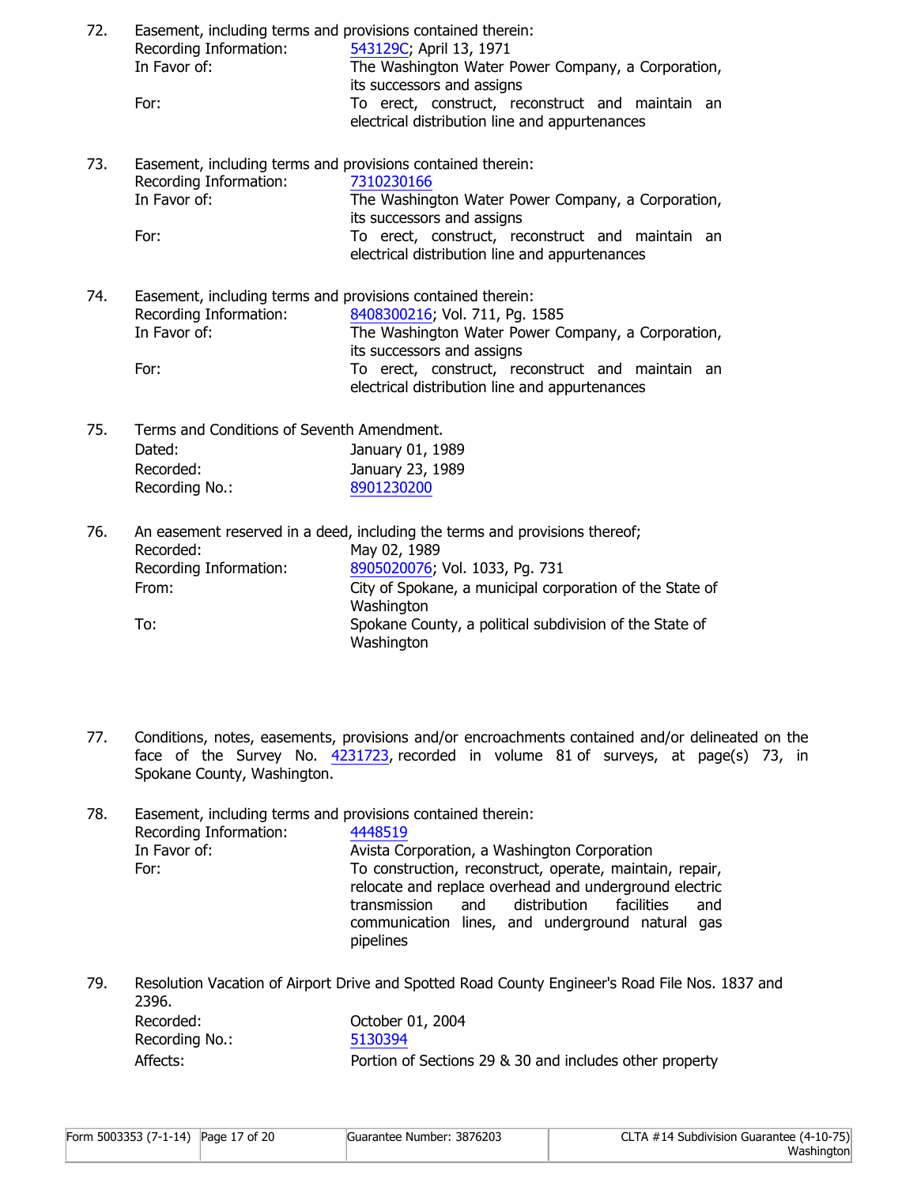72. Easement, including terms and provisions contained therein:
    Recording Information: 543129C; April 13, 1971
    In Favor of: The Washington Water Power Company, a Corporation, its successors and assigns
    For: To erect, construct, reconstruct and maintain an electrical distribution line and appurtenances

73. Easement, including terms and provisions contained therein:
    Recording Information: 7310230166
    In Favor of: The Washington Water Power Company, a Corporation, its successors and assigns
    For: To erect, construct, reconstruct and maintain an electrical distribution line and appurtenances

74. Easement, including terms and provisions contained therein:
    Recording Information: 8408300216; Vol. 711, Pg. 1585
    In Favor of: The Washington Water Power Company, a Corporation, its successors and assigns
    For: To erect, construct, reconstruct and maintain an electrical distribution line and appurtenances

75. Terms and Conditions of Seventh Amendment.
    Dated: January 01, 1989
    Recorded: January 23, 1989
    Recording No.: 8901230200

76. An easement reserved in a deed, including the terms and provisions thereof;
    Recorded: May 02, 1989
    Recording Information: 8905020076; Vol. 1033, Pg. 731
    From: City of Spokane, a municipal corporation of the State of Washington
    To: Spokane County, a political subdivision of the State of Washington

77. Conditions, notes, easements, provisions and/or encroachments contained and/or delineated on the face of the Survey No. 4231723, recorded in volume 81 of surveys, at page(s) 73, in Spokane County, Washington.

78. Easement, including terms and provisions contained therein:
    Recording Information: 4448519
    In Favor of: Avista Corporation, a Washington Corporation
    For: To construction, reconstruct, operate, maintain, repair, relocate and replace overhead and underground electric transmission and distribution facilities and communication lines, and underground natural gas pipelines

79. Resolution Vacation of Airport Drive and Spotted Road County Engineer's Road File Nos. 1837 and 2396.
    Recorded: October 01, 2004
    Recording No.: 5130394
    Affects: Portion of Sections 29 & 30 and includes other property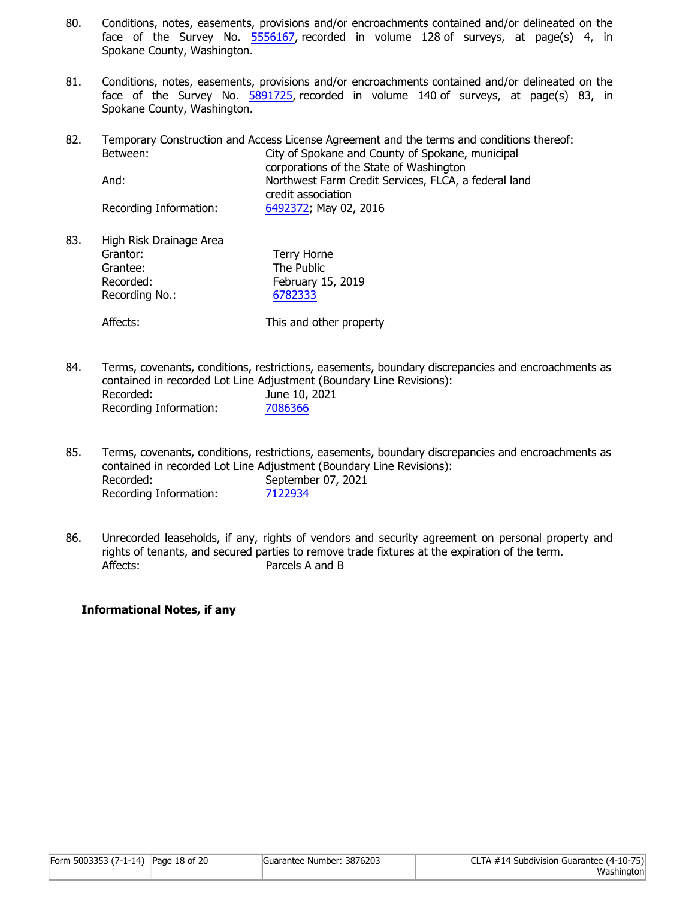80. Conditions, notes, easements, provisions and/or encroachments contained and/or delineated on the face of the Survey No. 5556167, recorded in volume 128 of surveys, at page(s) 4, in Spokane County, Washington.

81. Conditions, notes, easements, provisions and/or encroachments contained and/or delineated on the face of the Survey No. 5891725, recorded in volume 140 of surveys, at page(s) 83, in Spokane County, Washington.

82. Temporary Construction and Access License Agreement and the terms and conditions thereof:
    Between: City of Spokane and County of Spokane, municipal corporations of the State of Washington
    And: Northwest Farm Credit Services, FLCA, a federal land credit association
    Recording Information: 6492372; May 02, 2016

83. High Risk Drainage Area
    Grantor: Terry Horne
    Grantee: The Public
    Recorded: February 15, 2019
    Recording No.: 6782333

    Affects: This and other property

84. Terms, covenants, conditions, restrictions, easements, boundary discrepancies and encroachments as contained in recorded Lot Line Adjustment (Boundary Line Revisions):
    Recorded: June 10, 2021
    Recording Information: 7086366

85. Terms, covenants, conditions, restrictions, easements, boundary discrepancies and encroachments as contained in recorded Lot Line Adjustment (Boundary Line Revisions):
    Recorded: September 07, 2021
    Recording Information: 7122934

86. Unrecorded leaseholds, if any, rights of vendors and security agreement on personal property and rights of tenants, and secured parties to remove trade fixtures at the expiration of the term.
    Affects: Parcels A and B

**Informational Notes, if any**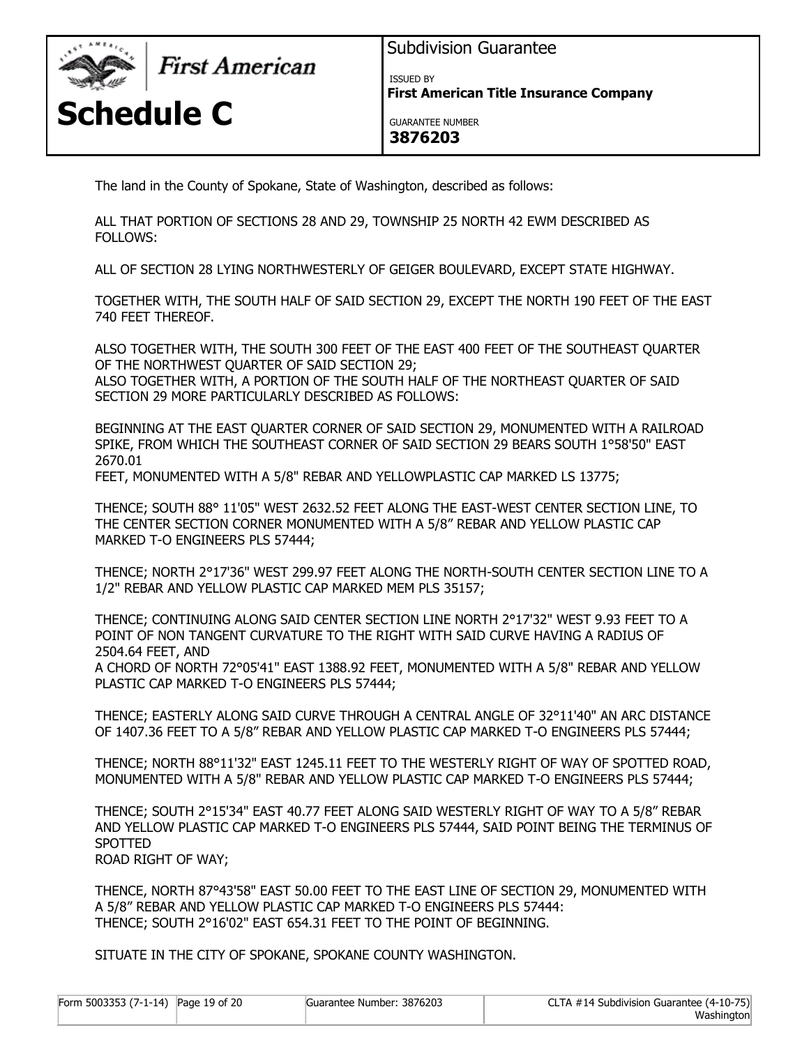# Schedule C

Subdivision Guarantee

ISSUED BY
**First American Title Insurance Company**

GUARANTEE NUMBER
**3876203**

The land in the County of Spokane, State of Washington, described as follows:

ALL THAT PORTION OF SECTIONS 28 AND 29, TOWNSHIP 25 NORTH 42 EWM DESCRIBED AS FOLLOWS:

ALL OF SECTION 28 LYING NORTHWESTERLY OF GEIGER BOULEVARD, EXCEPT STATE HIGHWAY.

TOGETHER WITH, THE SOUTH HALF OF SAID SECTION 29, EXCEPT THE NORTH 190 FEET OF THE EAST 740 FEET THEREOF.

ALSO TOGETHER WITH, THE SOUTH 300 FEET OF THE EAST 400 FEET OF THE SOUTHEAST QUARTER OF THE NORTHWEST QUARTER OF SAID SECTION 29;
ALSO TOGETHER WITH, A PORTION OF THE SOUTH HALF OF THE NORTHEAST QUARTER OF SAID SECTION 29 MORE PARTICULARLY DESCRIBED AS FOLLOWS:

BEGINNING AT THE EAST QUARTER CORNER OF SAID SECTION 29, MONUMENTED WITH A RAILROAD SPIKE, FROM WHICH THE SOUTHEAST CORNER OF SAID SECTION 29 BEARS SOUTH 1°58'50" EAST 2670.01
FEET, MONUMENTED WITH A 5/8" REBAR AND YELLOWPLASTIC CAP MARKED LS 13775;

THENCE; SOUTH 88° 11'05" WEST 2632.52 FEET ALONG THE EAST-WEST CENTER SECTION LINE, TO THE CENTER SECTION CORNER MONUMENTED WITH A 5/8" REBAR AND YELLOW PLASTIC CAP MARKED T-O ENGINEERS PLS 57444;

THENCE; NORTH 2°17'36" WEST 299.97 FEET ALONG THE NORTH-SOUTH CENTER SECTION LINE TO A 1/2" REBAR AND YELLOW PLASTIC CAP MARKED MEM PLS 35157;

THENCE; CONTINUING ALONG SAID CENTER SECTION LINE NORTH 2°17'32" WEST 9.93 FEET TO A POINT OF NON TANGENT CURVATURE TO THE RIGHT WITH SAID CURVE HAVING A RADIUS OF 2504.64 FEET, AND
A CHORD OF NORTH 72°05'41" EAST 1388.92 FEET, MONUMENTED WITH A 5/8" REBAR AND YELLOW PLASTIC CAP MARKED T-O ENGINEERS PLS 57444;

THENCE; EASTERLY ALONG SAID CURVE THROUGH A CENTRAL ANGLE OF 32°11'40" AN ARC DISTANCE OF 1407.36 FEET TO A 5/8" REBAR AND YELLOW PLASTIC CAP MARKED T-O ENGINEERS PLS 57444;

THENCE; NORTH 88°11'32" EAST 1245.11 FEET TO THE WESTERLY RIGHT OF WAY OF SPOTTED ROAD, MONUMENTED WITH A 5/8" REBAR AND YELLOW PLASTIC CAP MARKED T-O ENGINEERS PLS 57444;

THENCE; SOUTH 2°15'34" EAST 40.77 FEET ALONG SAID WESTERLY RIGHT OF WAY TO A 5/8" REBAR AND YELLOW PLASTIC CAP MARKED T-O ENGINEERS PLS 57444, SAID POINT BEING THE TERMINUS OF SPOTTED
ROAD RIGHT OF WAY;

THENCE, NORTH 87°43'58" EAST 50.00 FEET TO THE EAST LINE OF SECTION 29, MONUMENTED WITH A 5/8" REBAR AND YELLOW PLASTIC CAP MARKED T-O ENGINEERS PLS 57444:
THENCE; SOUTH 2°16'02" EAST 654.31 FEET TO THE POINT OF BEGINNING.

SITUATE IN THE CITY OF SPOKANE, SPOKANE COUNTY WASHINGTON.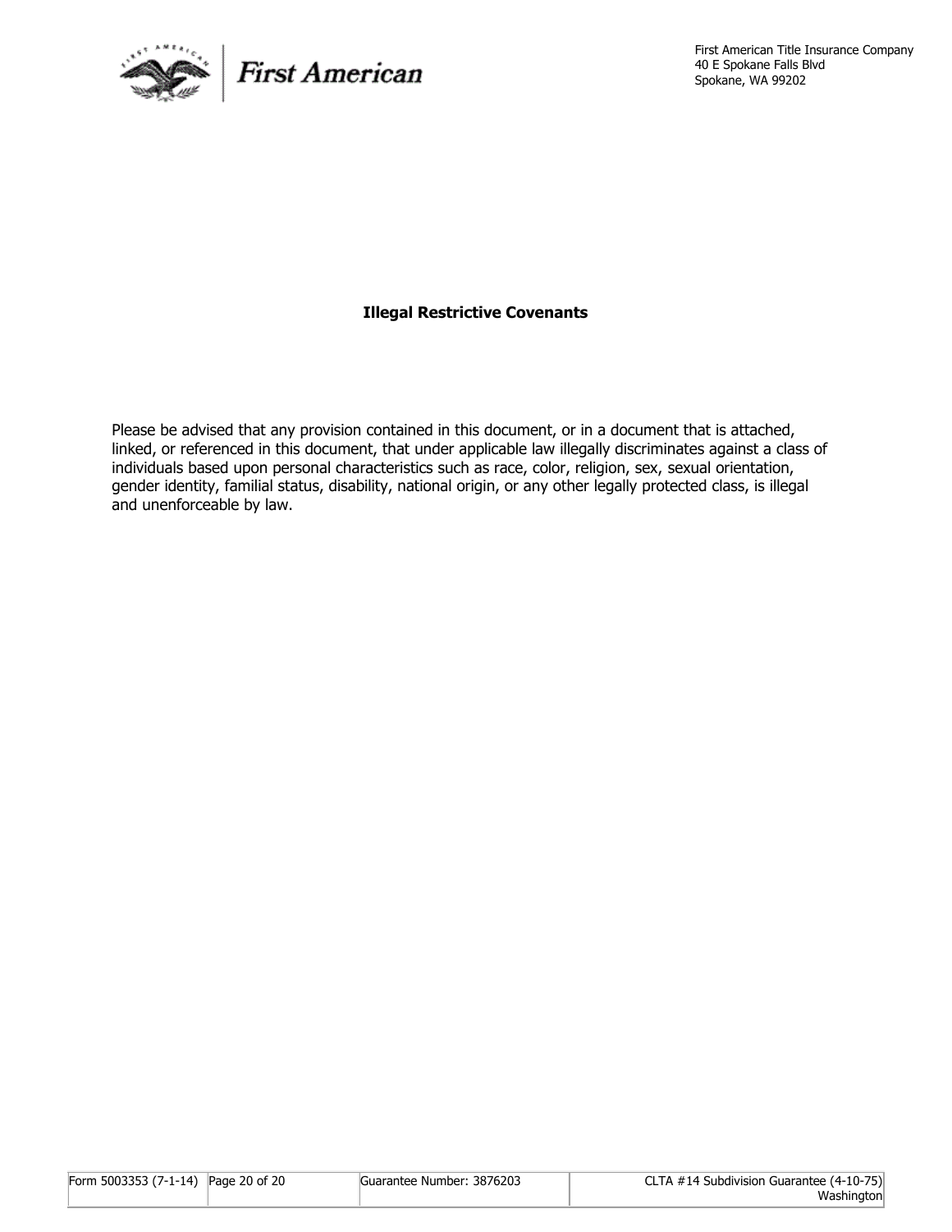First American Title Insurance Company
40 E Spokane Falls Blvd
Spokane, WA 99202

## Illegal Restrictive Covenants

Please be advised that any provision contained in this document, or in a document that is attached, linked, or referenced in this document, that under applicable law illegally discriminates against a class of individuals based upon personal characteristics such as race, color, religion, sex, sexual orientation, gender identity, familial status, disability, national origin, or any other legally protected class, is illegal and unenforceable by law.